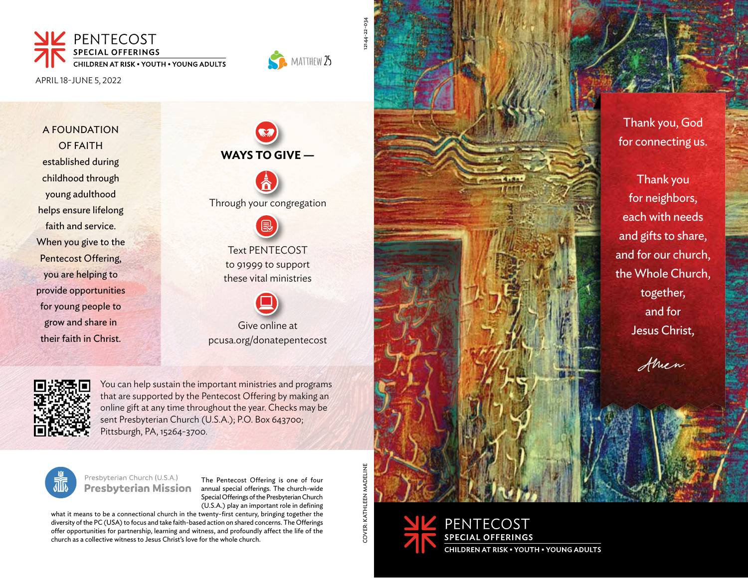# PENTECOST
## SPECIAL OFFERINGS
CHILDREN AT RISK • YOUTH • YOUNG ADULTS

MATTHEW 25

APRIL 18–JUNE 5, 2022

A FOUNDATION OF FAITH established during childhood through young adulthood helps ensure lifelong faith and service. When you give to the Pentecost Offering, you are helping to provide opportunities for young people to grow and share in their faith in Christ.

**WAYS TO GIVE —**

Through your congregation

Text PENTECOST to 91999 to support these vital ministries

Give online at pcusa.org/donatepentecost

You can help sustain the important ministries and programs that are supported by the Pentecost Offering by making an online gift at any time throughout the year. Checks may be sent Presbyterian Church (U.S.A.); P.O. Box 643700; Pittsburgh, PA, 15264-3700.

Presbyterian Church (U.S.A.)
**Presbyterian Mission**

The Pentecost Offering is one of four annual special offerings. The church-wide Special Offerings of the Presbyterian Church (U.S.A.) play an important role in defining what it means to be a connectional church in the twenty-first century, bringing together the diversity of the PC (USA) to focus and take faith-based action on shared concerns. The Offerings offer opportunities for partnership, learning and witness, and profoundly affect the life of the church as a collective witness to Jesus Christ's love for the whole church.

12144-22-034

COVER: KATHLEEN MADELINE

Thank you, God
for connecting us.

Thank you
for neighbors,
each with needs
and gifts to share,
and for our church,
the Whole Church,
together,
and for
Jesus Christ,

*Amen.*

# PENTECOST
## SPECIAL OFFERINGS
CHILDREN AT RISK • YOUTH • YOUNG ADULTS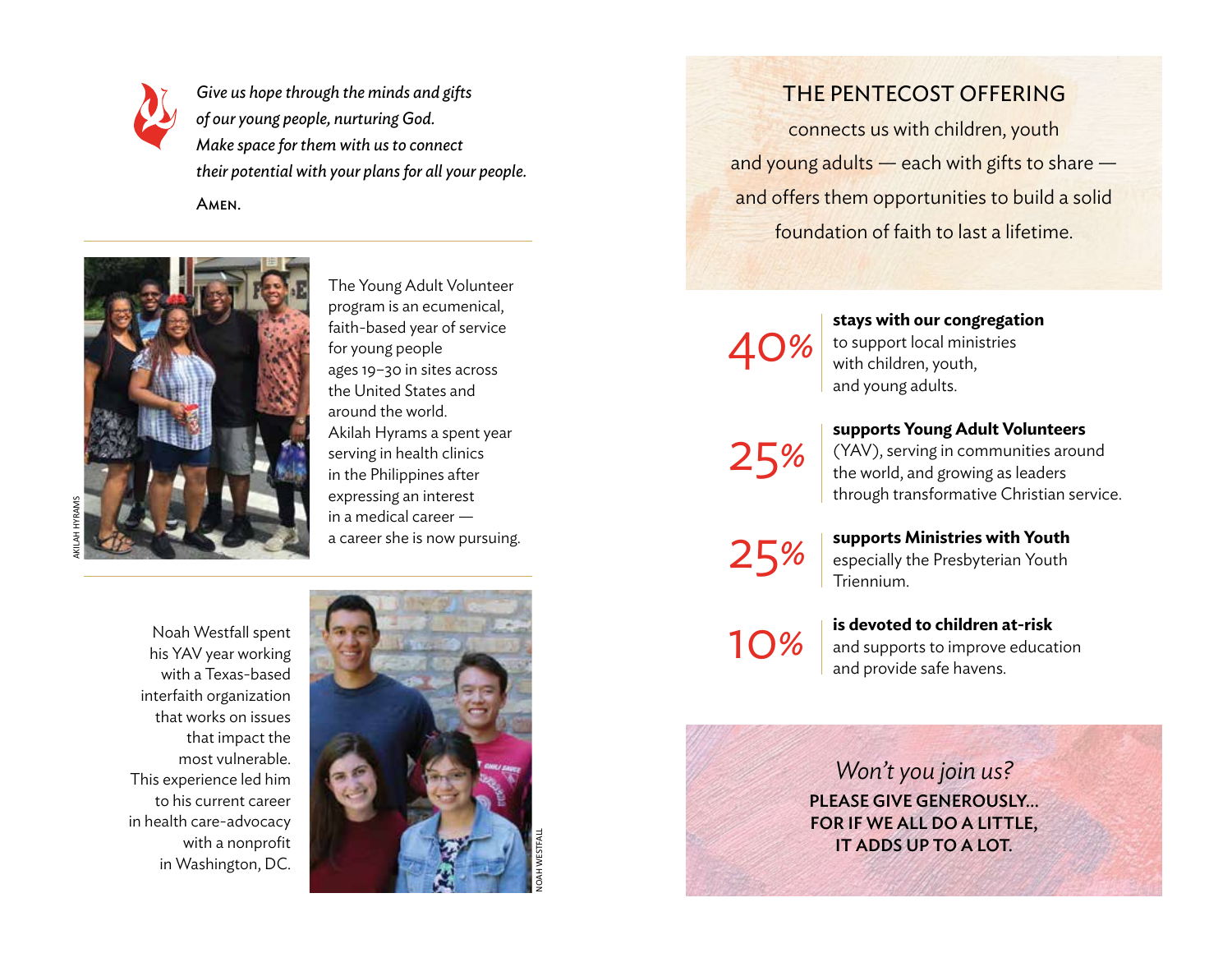*Give us hope through the minds and gifts of our young people, nurturing God. Make space for them with us to connect their potential with your plans for all your people.*

AMEN.

AKILAH HYRAMS

The Young Adult Volunteer program is an ecumenical, faith-based year of service for young people ages 19–30 in sites across the United States and around the world. Akilah Hyrams a spent year serving in health clinics in the Philippines after expressing an interest in a medical career — a career she is now pursuing.

Noah Westfall spent his YAV year working with a Texas-based interfaith organization that works on issues that impact the most vulnerable. This experience led him to his current career in health care-advocacy with a nonprofit in Washington, DC.

NOAH WESTFALL

## THE PENTECOST OFFERING

connects us with children, youth and young adults — each with gifts to share — and offers them opportunities to build a solid foundation of faith to last a lifetime.

40% **stays with our congregation** to support local ministries with children, youth, and young adults.

25% **supports Young Adult Volunteers** (YAV), serving in communities around the world, and growing as leaders through transformative Christian service.

25% **supports Ministries with Youth** especially the Presbyterian Youth Triennium.

10% **is devoted to children at-risk** and supports to improve education and provide safe havens.

*Won't you join us?*

**PLEASE GIVE GENEROUSLY... FOR IF WE ALL DO A LITTLE, IT ADDS UP TO A LOT.**